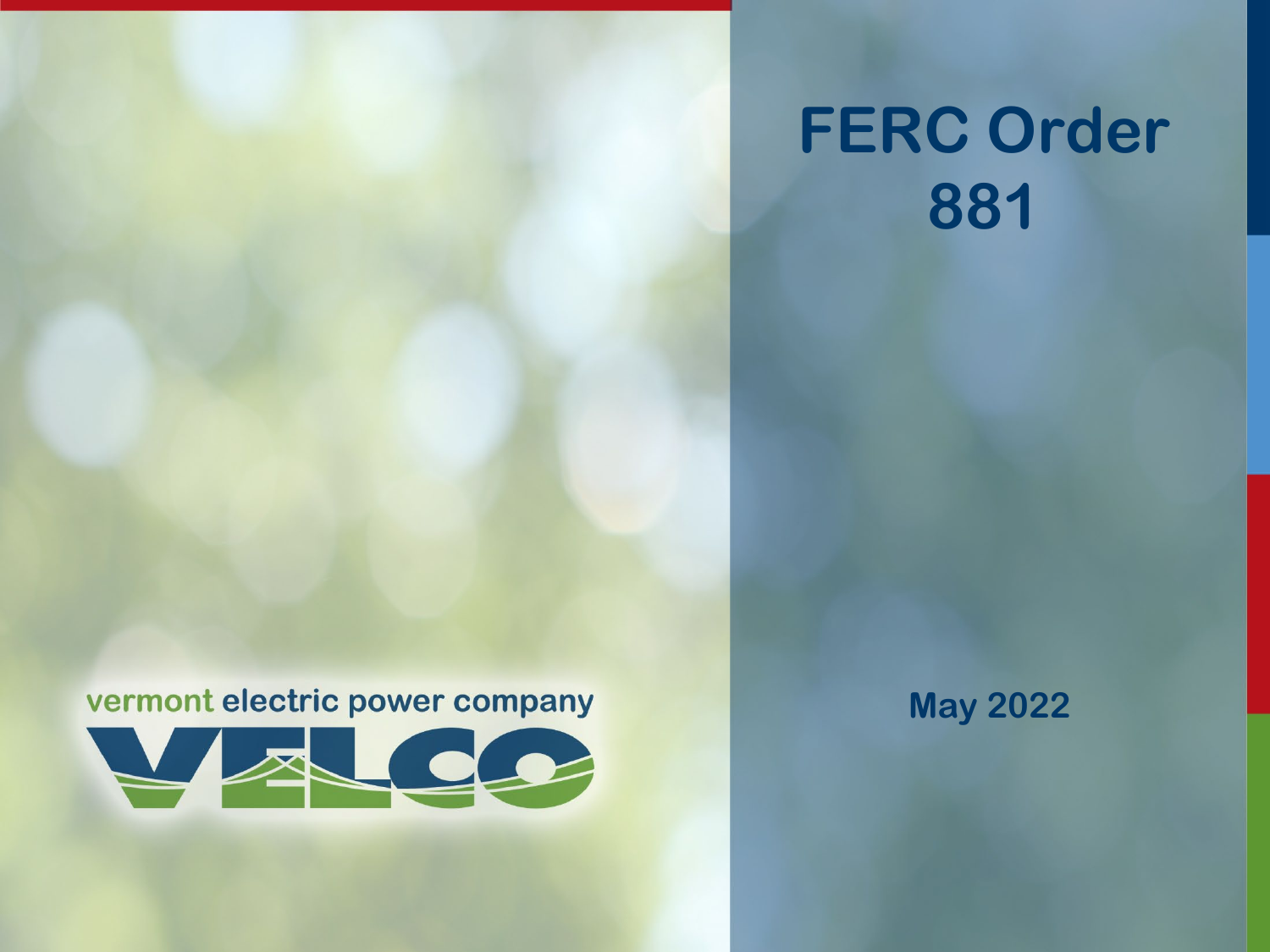# FERC Order 881

May 2022

vermont electric power company

VELCO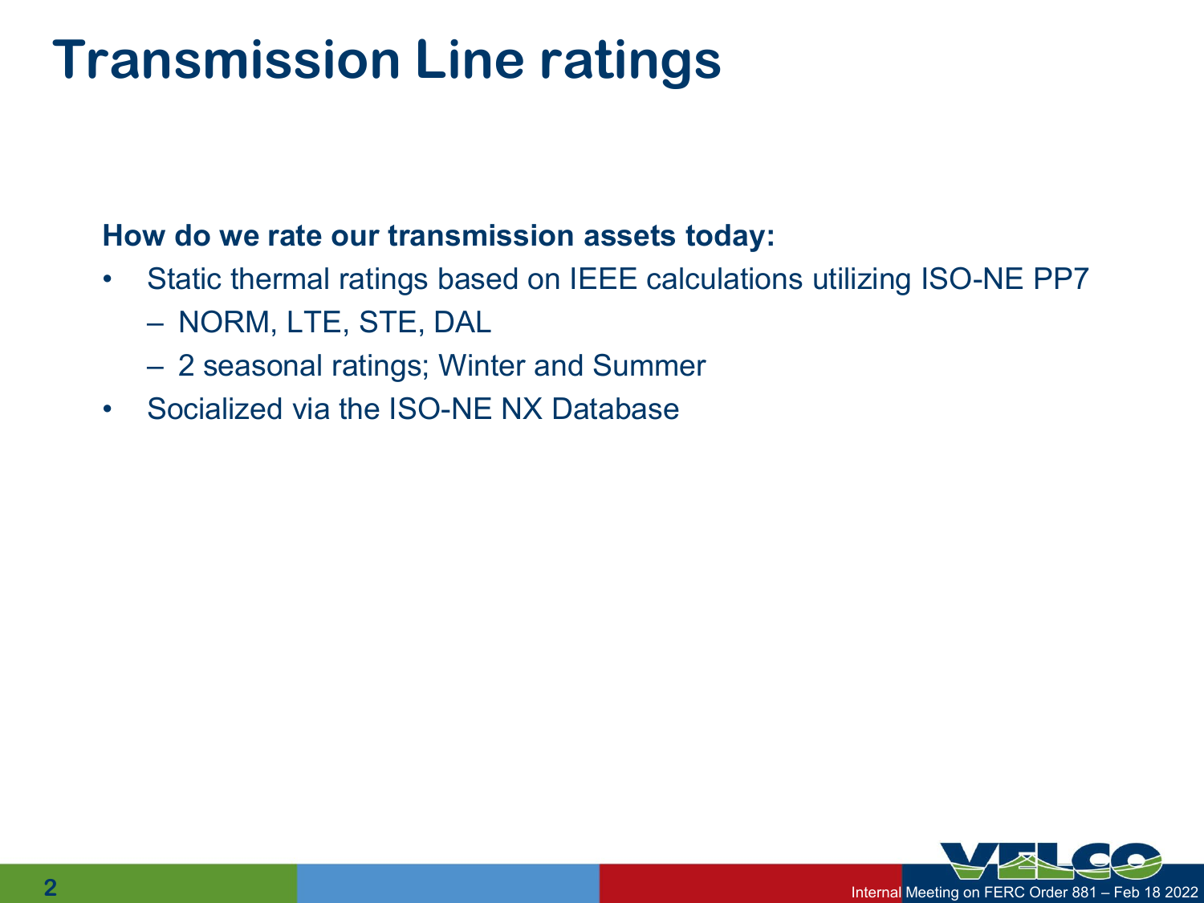# Transmission Line ratings

**How do we rate our transmission assets today:**

- Static thermal ratings based on IEEE calculations utilizing ISO-NE PP7
  - NORM, LTE, STE, DAL
  - 2 seasonal ratings; Winter and Summer
- Socialized via the ISO-NE NX Database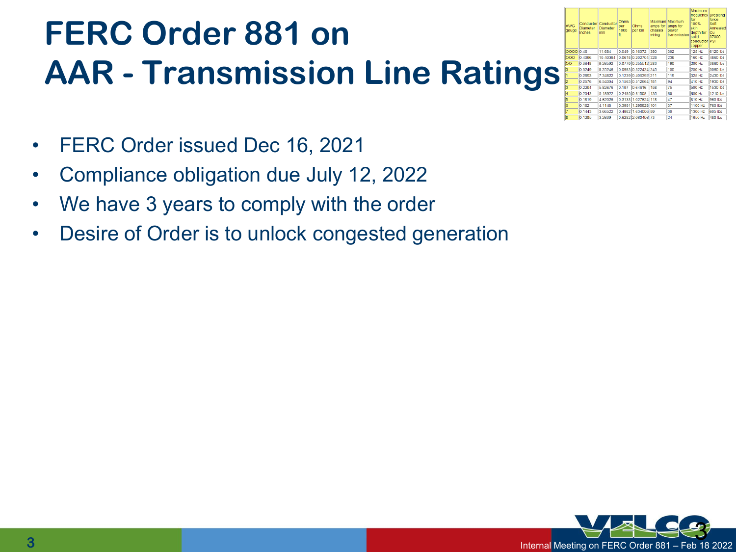# FERC Order 881 on AAR - Transmission Line Ratings

| AWG gauge | Conductor Diameter Inches | Conductor Diameter mm | Ohms per 1000 ft. | Ohms per km | Maximum amps for chassis wiring | Maximum amps for power transmission | Maximum frequency for 100% skin depth for solid conductor copper | Breaking force Soft Annealed Cu 37000 PSI |
|---|---|---|---|---|---|---|---|---|
| OOOO | 0.46 | 11.684 | 0.049 | 0.16072 | 380 | 302 | 125 Hz | 6120 lbs |
| OOO | 0.4096 | 10.40384 | 0.0618 | 0.202704 | 328 | 239 | 160 Hz | 4860 lbs |
| OO | 0.3648 | 9.26592 | 0.0779 | 0.255512 | 283 | 190 | 200 Hz | 3860 lbs |
| 0 | 0.3249 | 8.25246 | 0.0983 | 0.322424 | 245 | 150 | 250 Hz | 3060 lbs |
| 1 | 0.2893 | 7.34822 | 0.1239 | 0.406392 | 211 | 119 | 325 Hz | 2430 lbs |
| 2 | 0.2576 | 6.54304 | 0.1563 | 0.512664 | 181 | 94 | 410 Hz | 1930 lbs |
| 3 | 0.2294 | 5.82676 | 0.197 | 0.64616 | 158 | 75 | 500 Hz | 1530 lbs |
| 4 | 0.2043 | 5.18922 | 0.2485 | 0.81508 | 135 | 60 | 650 Hz | 1210 lbs |
| 5 | 0.1819 | 4.62026 | 0.3133 | 1.027624 | 118 | 47 | 810 Hz | 960 lbs |
| 6 | 0.162 | 4.1148 | 0.3951 | 1.295928 | 101 | 37 | 1100 Hz | 760 lbs |
| 7 | 0.1443 | 3.66522 | 0.4982 | 1.634096 | 89 | 30 | 1300 Hz | 605 lbs |
| 8 | 0.1285 | 3.2639 | 0.6282 | 2.060496 | 73 | 24 | 1650 Hz | 480 lbs |

- FERC Order issued Dec 16, 2021
- Compliance obligation due July 12, 2022
- We have 3 years to comply with the order
- Desire of Order is to unlock congested generation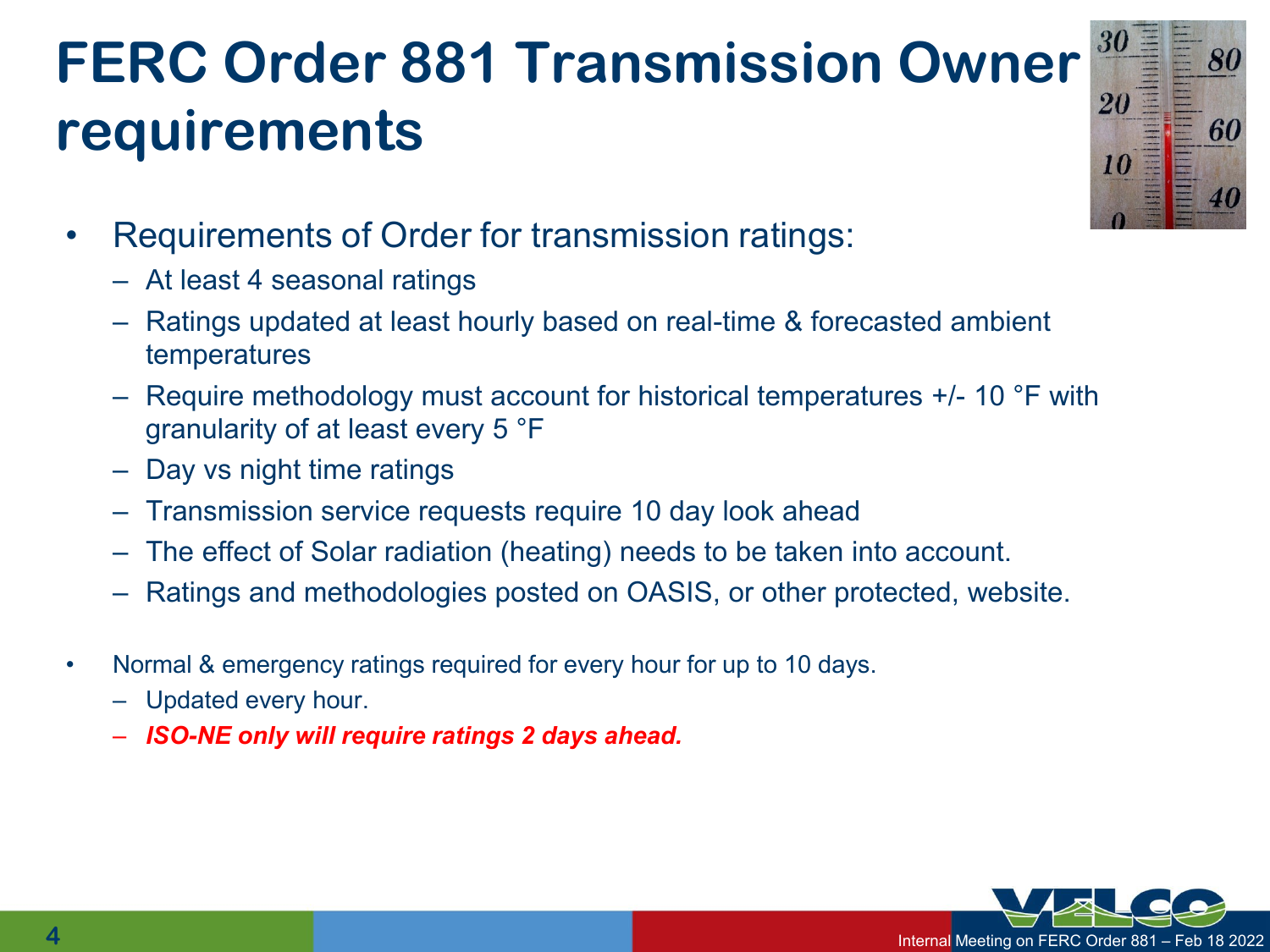# FERC Order 881 Transmission Owner requirements

- Requirements of Order for transmission ratings:
  - At least 4 seasonal ratings
  - Ratings updated at least hourly based on real-time & forecasted ambient temperatures
  - Require methodology must account for historical temperatures +/- 10 °F with granularity of at least every 5 °F
  - Day vs night time ratings
  - Transmission service requests require 10 day look ahead
  - The effect of Solar radiation (heating) needs to be taken into account.
  - Ratings and methodologies posted on OASIS, or other protected, website.

- Normal & emergency ratings required for every hour for up to 10 days.
  - Updated every hour.
  - ***ISO-NE only will require ratings 2 days ahead.***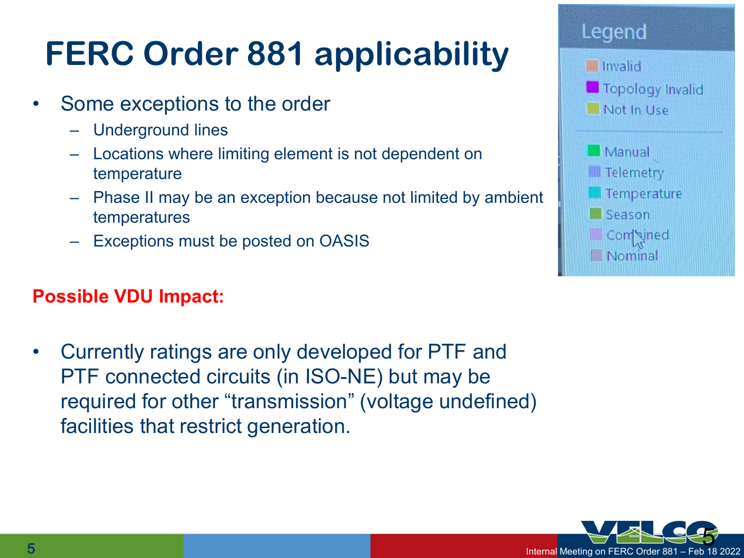# FERC Order 881 applicability

- Some exceptions to the order
  - Underground lines
  - Locations where limiting element is not dependent on temperature
  - Phase II may be an exception because not limited by ambient temperatures
  - Exceptions must be posted on OASIS

Legend

Invalid

Topology Invalid

Not In Use

Manual

Telemetry

Temperature

Season

Combined

Nominal

**Possible VDU Impact:**

- Currently ratings are only developed for PTF and PTF connected circuits (in ISO-NE) but may be required for other “transmission” (voltage undefined) facilities that restrict generation.